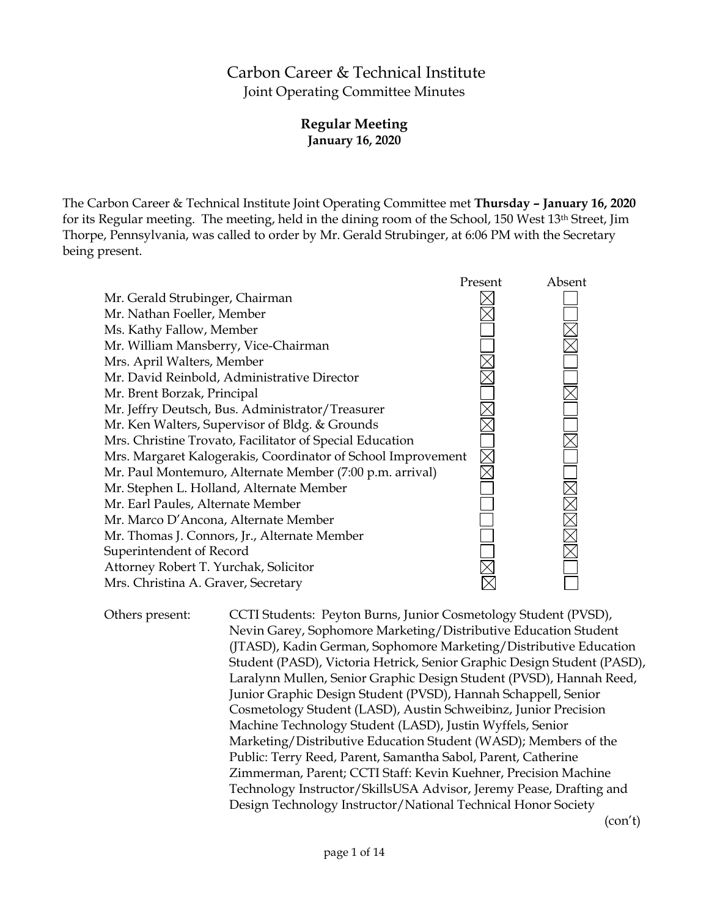# Carbon Career & Technical Institute

## Joint Operating Committee Minutes

### Regular Meeting
**January 16, 2020**

The Carbon Career & Technical Institute Joint Operating Committee met **Thursday – January 16, 2020** for its Regular meeting. The meeting, held in the dining room of the School, 150 West 13th Street, Jim Thorpe, Pennsylvania, was called to order by Mr. Gerald Strubinger, at 6:06 PM with the Secretary being present.

| | Present | Absent |
|---|---|---|
| Mr. Gerald Strubinger, Chairman | ☒ | ☐ |
| Mr. Nathan Foeller, Member | ☒ | ☐ |
| Ms. Kathy Fallow, Member | ☐ | ☒ |
| Mr. William Mansberry, Vice-Chairman | ☐ | ☒ |
| Mrs. April Walters, Member | ☒ | ☐ |
| Mr. David Reinbold, Administrative Director | ☒ | ☐ |
| Mr. Brent Borzak, Principal | ☐ | ☒ |
| Mr. Jeffry Deutsch, Bus. Administrator/Treasurer | ☒ | ☐ |
| Mr. Ken Walters, Supervisor of Bldg. & Grounds | ☒ | ☐ |
| Mrs. Christine Trovato, Facilitator of Special Education | ☐ | ☒ |
| Mrs. Margaret Kalogerakis, Coordinator of School Improvement | ☒ | ☐ |
| Mr. Paul Montemuro, Alternate Member (7:00 p.m. arrival) | ☒ | ☐ |
| Mr. Stephen L. Holland, Alternate Member | ☐ | ☒ |
| Mr. Earl Paules, Alternate Member | ☐ | ☒ |
| Mr. Marco D'Ancona, Alternate Member | ☐ | ☒ |
| Mr. Thomas J. Connors, Jr., Alternate Member | ☐ | ☒ |
| Superintendent of Record | ☐ | ☒ |
| Attorney Robert T. Yurchak, Solicitor | ☒ | ☐ |
| Mrs. Christina A. Graver, Secretary | ☒ | ☐ |

Others present: CCTI Students: Peyton Burns, Junior Cosmetology Student (PVSD), Nevin Garey, Sophomore Marketing/Distributive Education Student (JTASD), Kadin German, Sophomore Marketing/Distributive Education Student (PASD), Victoria Hetrick, Senior Graphic Design Student (PASD), Laralynn Mullen, Senior Graphic Design Student (PVSD), Hannah Reed, Junior Graphic Design Student (PVSD), Hannah Schappell, Senior Cosmetology Student (LASD), Austin Schweibinz, Junior Precision Machine Technology Student (LASD), Justin Wyffels, Senior Marketing/Distributive Education Student (WASD); Members of the Public: Terry Reed, Parent, Samantha Sabol, Parent, Catherine Zimmerman, Parent; CCTI Staff: Kevin Kuehner, Precision Machine Technology Instructor/SkillsUSA Advisor, Jeremy Pease, Drafting and Design Technology Instructor/National Technical Honor Society

(con't)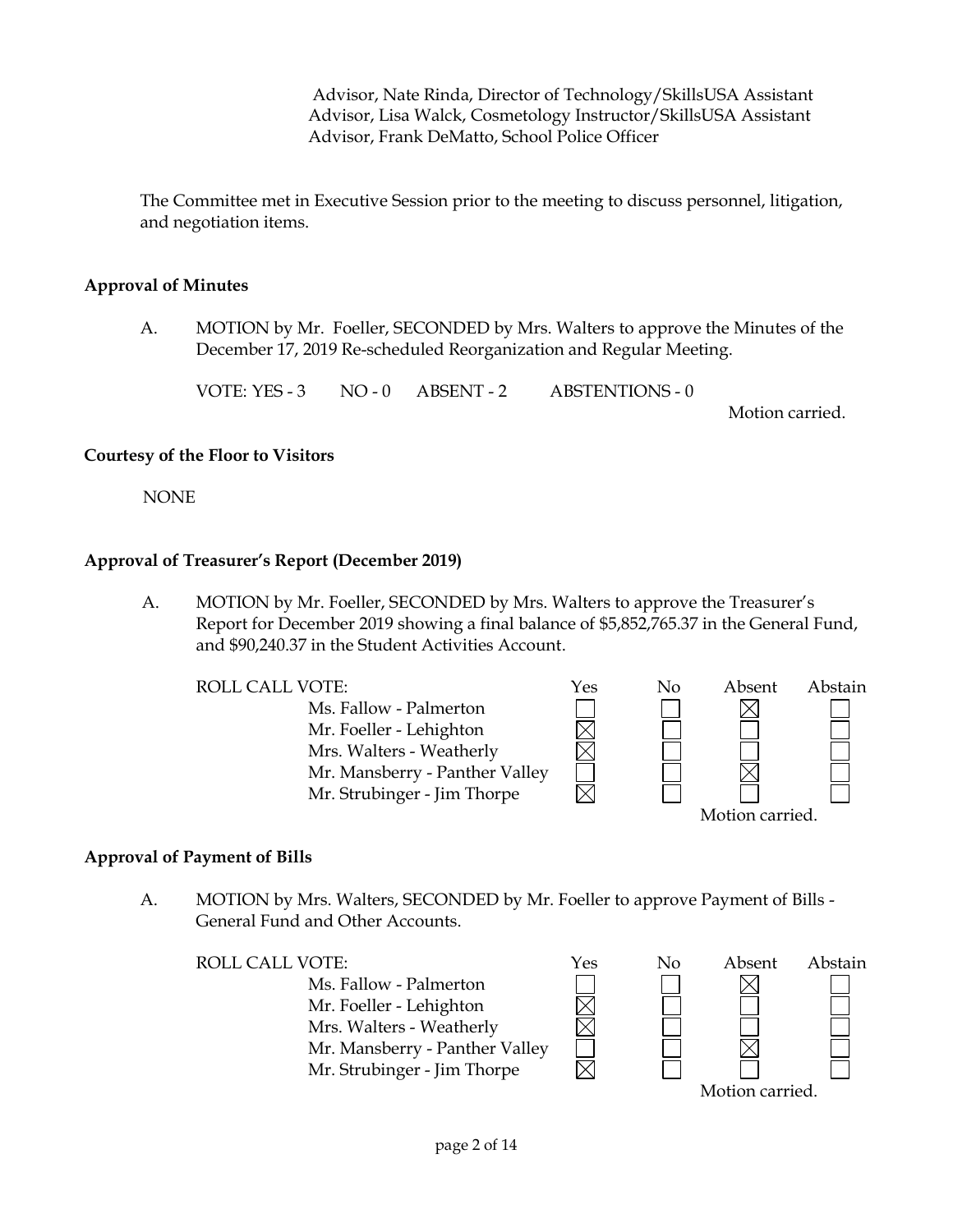Advisor, Nate Rinda, Director of Technology/SkillsUSA Assistant Advisor, Lisa Walck, Cosmetology Instructor/SkillsUSA Assistant Advisor, Frank DeMatto, School Police Officer

The Committee met in Executive Session prior to the meeting to discuss personnel, litigation, and negotiation items.

**Approval of Minutes**

A. MOTION by Mr. Foeller, SECONDED by Mrs. Walters to approve the Minutes of the December 17, 2019 Re-scheduled Reorganization and Regular Meeting.

VOTE: YES - 3 NO - 0 ABSENT - 2 ABSTENTIONS - 0

Motion carried.

**Courtesy of the Floor to Visitors**

NONE

**Approval of Treasurer's Report (December 2019)**

A. MOTION by Mr. Foeller, SECONDED by Mrs. Walters to approve the Treasurer's Report for December 2019 showing a final balance of $5,852,765.37 in the General Fund, and $90,240.37 in the Student Activities Account.

| ROLL CALL VOTE: | Yes | No | Absent | Abstain |
|---|---|---|---|---|
| Ms. Fallow - Palmerton | ☐ | ☐ | ☒ | ☐ |
| Mr. Foeller - Lehighton | ☒ | ☐ | ☐ | ☐ |
| Mrs. Walters - Weatherly | ☒ | ☐ | ☐ | ☐ |
| Mr. Mansberry - Panther Valley | ☐ | ☐ | ☒ | ☐ |
| Mr. Strubinger - Jim Thorpe | ☒ | ☐ | ☐ | ☐ |

Motion carried.

**Approval of Payment of Bills**

A. MOTION by Mrs. Walters, SECONDED by Mr. Foeller to approve Payment of Bills - General Fund and Other Accounts.

| ROLL CALL VOTE: | Yes | No | Absent | Abstain |
|---|---|---|---|---|
| Ms. Fallow - Palmerton | ☐ | ☐ | ☒ | ☐ |
| Mr. Foeller - Lehighton | ☒ | ☐ | ☐ | ☐ |
| Mrs. Walters - Weatherly | ☒ | ☐ | ☐ | ☐ |
| Mr. Mansberry - Panther Valley | ☐ | ☐ | ☒ | ☐ |
| Mr. Strubinger - Jim Thorpe | ☒ | ☐ | ☐ | ☐ |

Motion carried.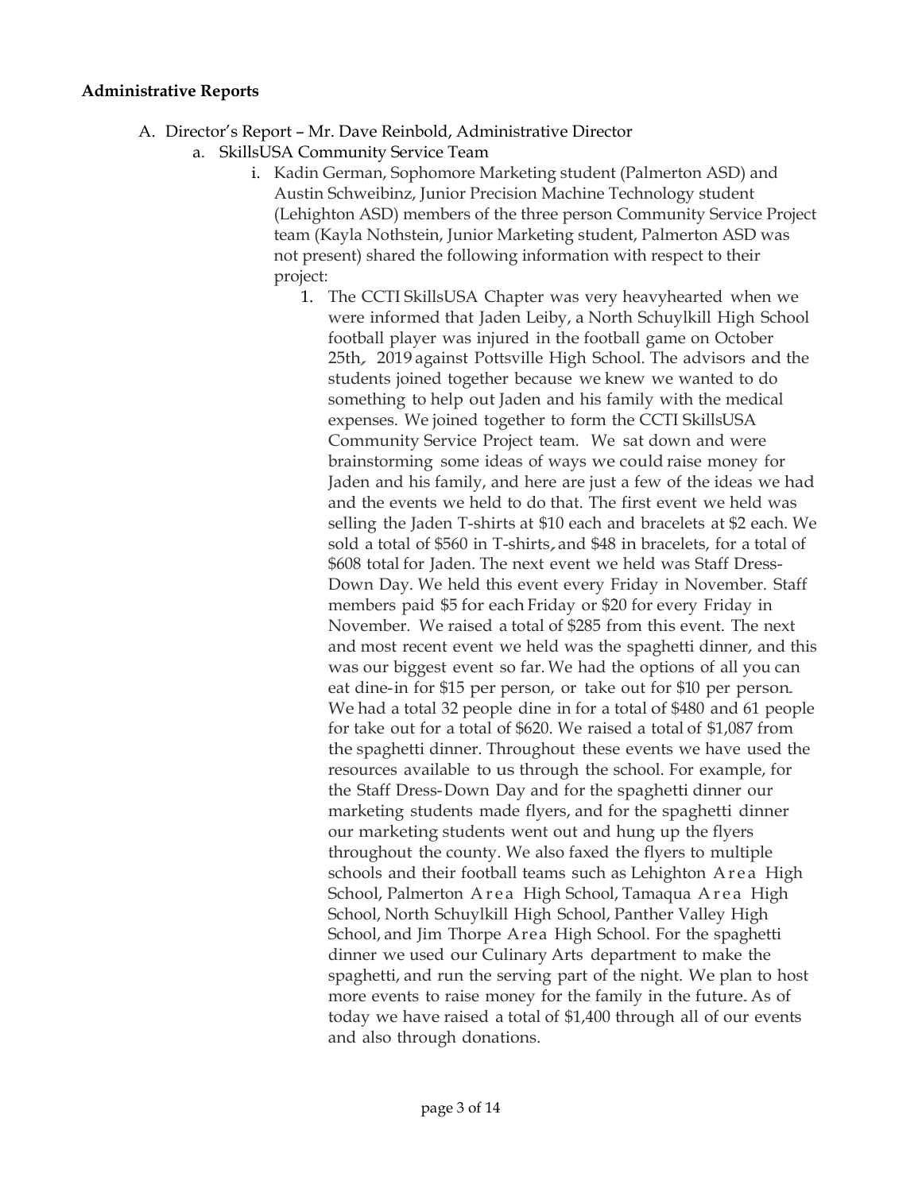**Administrative Reports**

A. Director's Report – Mr. Dave Reinbold, Administrative Director
   a. SkillsUSA Community Service Team
      i. Kadin German, Sophomore Marketing student (Palmerton ASD) and Austin Schweibinz, Junior Precision Machine Technology student (Lehighton ASD) members of the three person Community Service Project team (Kayla Nothstein, Junior Marketing student, Palmerton ASD was not present) shared the following information with respect to their project:
         1. The CCTI SkillsUSA Chapter was very heavyhearted when we were informed that Jaden Leiby, a North Schuylkill High School football player was injured in the football game on October 25th, 2019 against Pottsville High School. The advisors and the students joined together because we knew we wanted to do something to help out Jaden and his family with the medical expenses. We joined together to form the CCTI SkillsUSA Community Service Project team. We sat down and were brainstorming some ideas of ways we could raise money for Jaden and his family, and here are just a few of the ideas we had and the events we held to do that. The first event we held was selling the Jaden T-shirts at $10 each and bracelets at $2 each. We sold a total of $560 in T-shirts, and $48 in bracelets, for a total of $608 total for Jaden. The next event we held was Staff Dress-Down Day. We held this event every Friday in November. Staff members paid $5 for each Friday or $20 for every Friday in November. We raised a total of $285 from this event. The next and most recent event we held was the spaghetti dinner, and this was our biggest event so far. We had the options of all you can eat dine-in for $15 per person, or take out for $10 per person. We had a total 32 people dine in for a total of $480 and 61 people for take out for a total of $620. We raised a total of $1,087 from the spaghetti dinner. Throughout these events we have used the resources available to us through the school. For example, for the Staff Dress-Down Day and for the spaghetti dinner our marketing students made flyers, and for the spaghetti dinner our marketing students went out and hung up the flyers throughout the county. We also faxed the flyers to multiple schools and their football teams such as Lehighton Area High School, Palmerton Area High School, Tamaqua Area High School, North Schuylkill High School, Panther Valley High School, and Jim Thorpe Area High School. For the spaghetti dinner we used our Culinary Arts department to make the spaghetti, and run the serving part of the night. We plan to host more events to raise money for the family in the future. As of today we have raised a total of $1,400 through all of our events and also through donations.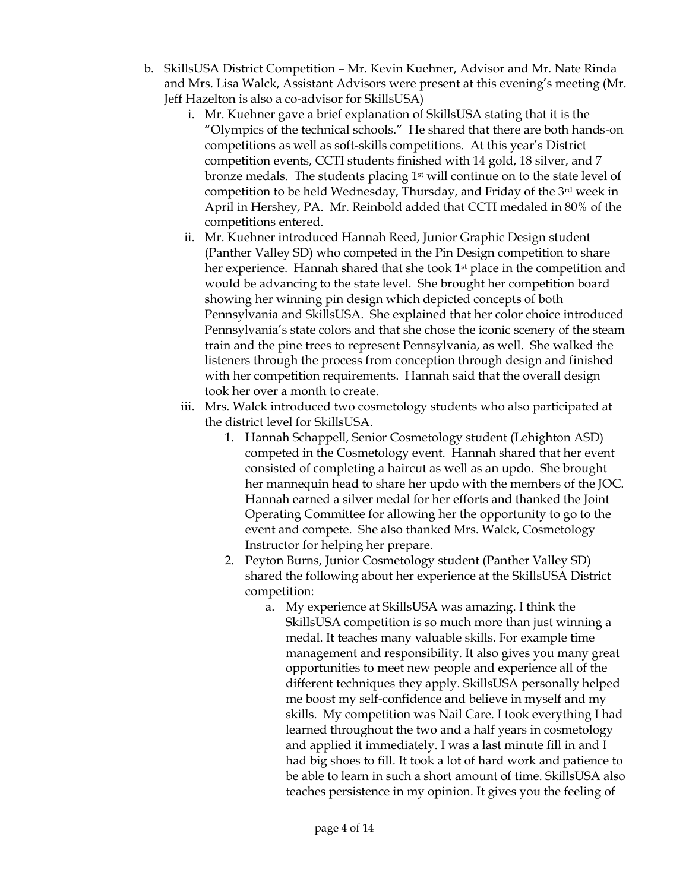b. SkillsUSA District Competition – Mr. Kevin Kuehner, Advisor and Mr. Nate Rinda and Mrs. Lisa Walck, Assistant Advisors were present at this evening's meeting (Mr. Jeff Hazelton is also a co-advisor for SkillsUSA)

   i. Mr. Kuehner gave a brief explanation of SkillsUSA stating that it is the "Olympics of the technical schools." He shared that there are both hands-on competitions as well as soft-skills competitions. At this year's District competition events, CCTI students finished with 14 gold, 18 silver, and 7 bronze medals. The students placing 1st will continue on to the state level of competition to be held Wednesday, Thursday, and Friday of the 3rd week in April in Hershey, PA. Mr. Reinbold added that CCTI medaled in 80% of the competitions entered.

   ii. Mr. Kuehner introduced Hannah Reed, Junior Graphic Design student (Panther Valley SD) who competed in the Pin Design competition to share her experience. Hannah shared that she took 1st place in the competition and would be advancing to the state level. She brought her competition board showing her winning pin design which depicted concepts of both Pennsylvania and SkillsUSA. She explained that her color choice introduced Pennsylvania's state colors and that she chose the iconic scenery of the steam train and the pine trees to represent Pennsylvania, as well. She walked the listeners through the process from conception through design and finished with her competition requirements. Hannah said that the overall design took her over a month to create.

   iii. Mrs. Walck introduced two cosmetology students who also participated at the district level for SkillsUSA.

      1. Hannah Schappell, Senior Cosmetology student (Lehighton ASD) competed in the Cosmetology event. Hannah shared that her event consisted of completing a haircut as well as an updo. She brought her mannequin head to share her updo with the members of the JOC. Hannah earned a silver medal for her efforts and thanked the Joint Operating Committee for allowing her the opportunity to go to the event and compete. She also thanked Mrs. Walck, Cosmetology Instructor for helping her prepare.

      2. Peyton Burns, Junior Cosmetology student (Panther Valley SD) shared the following about her experience at the SkillsUSA District competition:

         a. My experience at SkillsUSA was amazing. I think the SkillsUSA competition is so much more than just winning a medal. It teaches many valuable skills. For example time management and responsibility. It also gives you many great opportunities to meet new people and experience all of the different techniques they apply. SkillsUSA personally helped me boost my self-confidence and believe in myself and my skills. My competition was Nail Care. I took everything I had learned throughout the two and a half years in cosmetology and applied it immediately. I was a last minute fill in and I had big shoes to fill. It took a lot of hard work and patience to be able to learn in such a short amount of time. SkillsUSA also teaches persistence in my opinion. It gives you the feeling of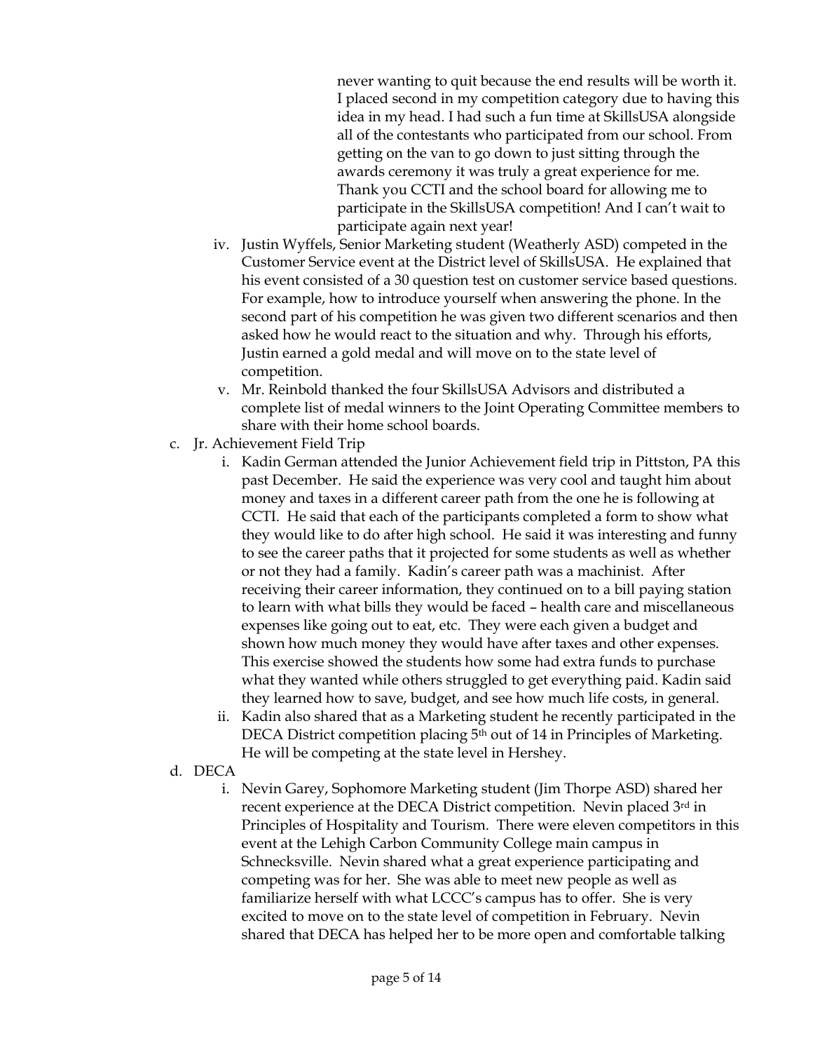never wanting to quit because the end results will be worth it. I placed second in my competition category due to having this idea in my head. I had such a fun time at SkillsUSA alongside all of the contestants who participated from our school. From getting on the van to go down to just sitting through the awards ceremony it was truly a great experience for me. Thank you CCTI and the school board for allowing me to participate in the SkillsUSA competition! And I can't wait to participate again next year!

  iv. Justin Wyffels, Senior Marketing student (Weatherly ASD) competed in the Customer Service event at the District level of SkillsUSA. He explained that his event consisted of a 30 question test on customer service based questions. For example, how to introduce yourself when answering the phone. In the second part of his competition he was given two different scenarios and then asked how he would react to the situation and why. Through his efforts, Justin earned a gold medal and will move on to the state level of competition.

  v. Mr. Reinbold thanked the four SkillsUSA Advisors and distributed a complete list of medal winners to the Joint Operating Committee members to share with their home school boards.

c. Jr. Achievement Field Trip

  i. Kadin German attended the Junior Achievement field trip in Pittston, PA this past December. He said the experience was very cool and taught him about money and taxes in a different career path from the one he is following at CCTI. He said that each of the participants completed a form to show what they would like to do after high school. He said it was interesting and funny to see the career paths that it projected for some students as well as whether or not they had a family. Kadin's career path was a machinist. After receiving their career information, they continued on to a bill paying station to learn with what bills they would be faced – health care and miscellaneous expenses like going out to eat, etc. They were each given a budget and shown how much money they would have after taxes and other expenses. This exercise showed the students how some had extra funds to purchase what they wanted while others struggled to get everything paid. Kadin said they learned how to save, budget, and see how much life costs, in general.

  ii. Kadin also shared that as a Marketing student he recently participated in the DECA District competition placing 5th out of 14 in Principles of Marketing. He will be competing at the state level in Hershey.

d. DECA

  i. Nevin Garey, Sophomore Marketing student (Jim Thorpe ASD) shared her recent experience at the DECA District competition. Nevin placed 3rd in Principles of Hospitality and Tourism. There were eleven competitors in this event at the Lehigh Carbon Community College main campus in Schnecksville. Nevin shared what a great experience participating and competing was for her. She was able to meet new people as well as familiarize herself with what LCCC's campus has to offer. She is very excited to move on to the state level of competition in February. Nevin shared that DECA has helped her to be more open and comfortable talking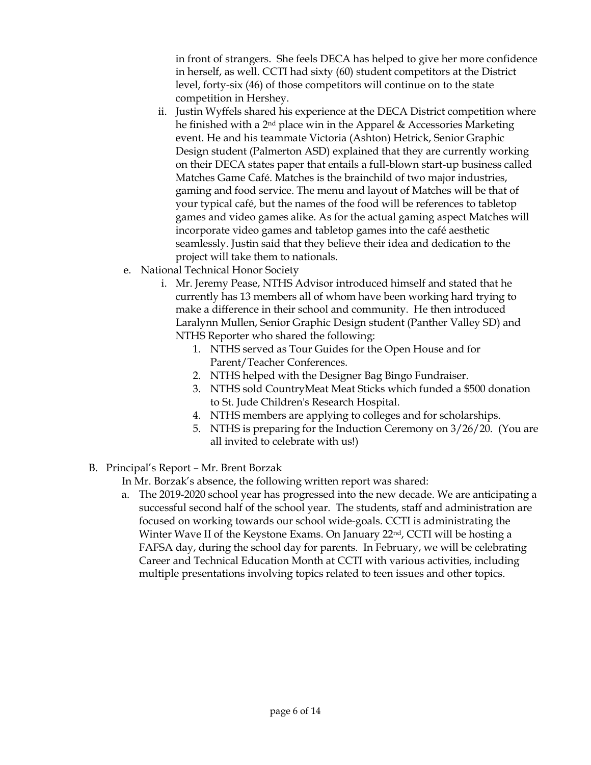in front of strangers. She feels DECA has helped to give her more confidence in herself, as well. CCTI had sixty (60) student competitors at the District level, forty-six (46) of those competitors will continue on to the state competition in Hershey.

   ii. Justin Wyffels shared his experience at the DECA District competition where he finished with a 2nd place win in the Apparel & Accessories Marketing event. He and his teammate Victoria (Ashton) Hetrick, Senior Graphic Design student (Palmerton ASD) explained that they are currently working on their DECA states paper that entails a full-blown start-up business called Matches Game Café. Matches is the brainchild of two major industries, gaming and food service. The menu and layout of Matches will be that of your typical café, but the names of the food will be references to tabletop games and video games alike. As for the actual gaming aspect Matches will incorporate video games and tabletop games into the café aesthetic seamlessly. Justin said that they believe their idea and dedication to the project will take them to nationals.

e. National Technical Honor Society

   i. Mr. Jeremy Pease, NTHS Advisor introduced himself and stated that he currently has 13 members all of whom have been working hard trying to make a difference in their school and community. He then introduced Laralynn Mullen, Senior Graphic Design student (Panther Valley SD) and NTHS Reporter who shared the following:

      1. NTHS served as Tour Guides for the Open House and for Parent/Teacher Conferences.
      2. NTHS helped with the Designer Bag Bingo Fundraiser.
      3. NTHS sold CountryMeat Meat Sticks which funded a $500 donation to St. Jude Children's Research Hospital.
      4. NTHS members are applying to colleges and for scholarships.
      5. NTHS is preparing for the Induction Ceremony on 3/26/20. (You are all invited to celebrate with us!)

B. Principal's Report – Mr. Brent Borzak

In Mr. Borzak's absence, the following written report was shared:

   a. The 2019-2020 school year has progressed into the new decade. We are anticipating a successful second half of the school year. The students, staff and administration are focused on working towards our school wide-goals. CCTI is administrating the Winter Wave II of the Keystone Exams. On January 22nd, CCTI will be hosting a FAFSA day, during the school day for parents. In February, we will be celebrating Career and Technical Education Month at CCTI with various activities, including multiple presentations involving topics related to teen issues and other topics.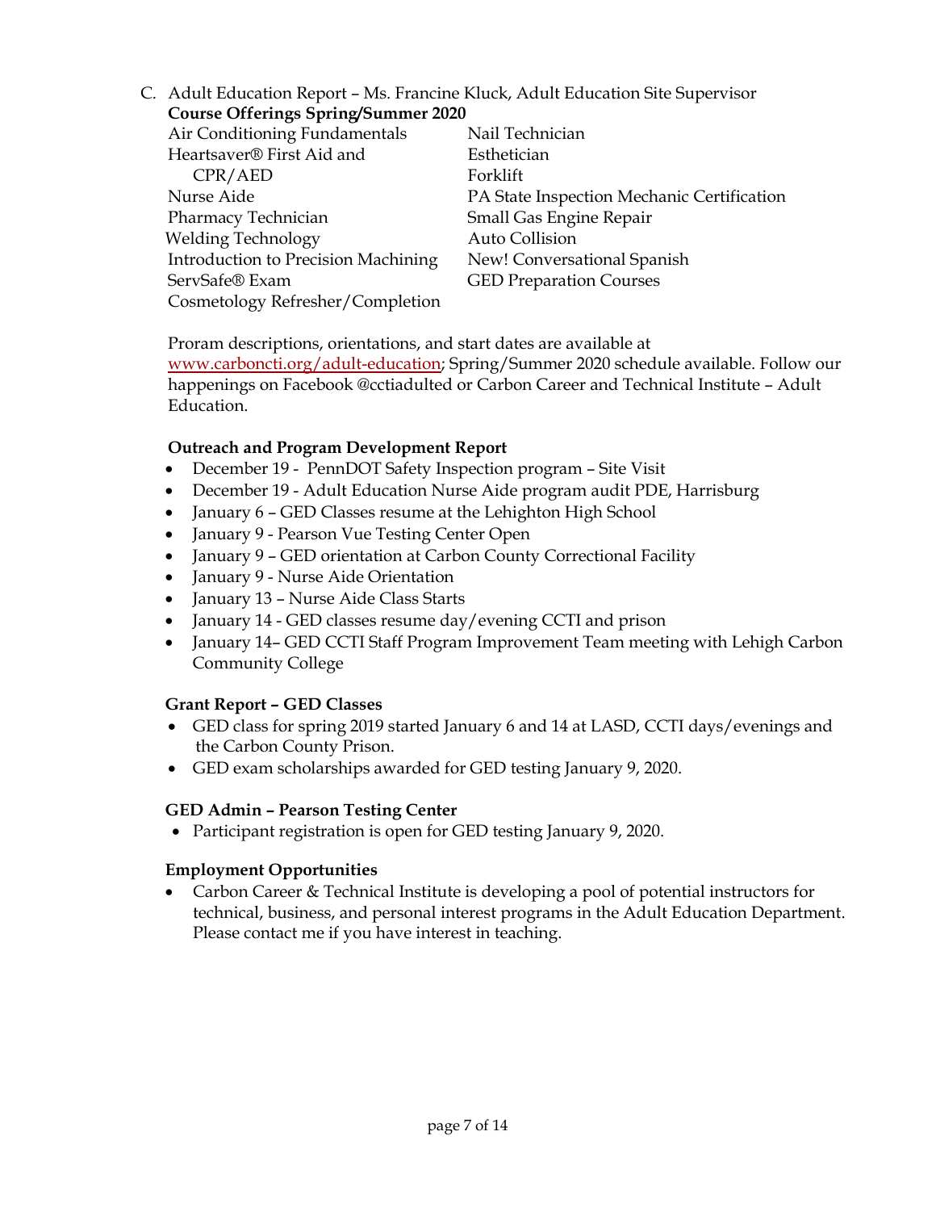C. Adult Education Report – Ms. Francine Kluck, Adult Education Site Supervisor

**Course Offerings Spring/Summer 2020**

- Air Conditioning Fundamentals
- Heartsaver® First Aid and CPR/AED
- Nurse Aide
- Pharmacy Technician
- Welding Technology
- Introduction to Precision Machining
- ServSafe® Exam
- Cosmetology Refresher/Completion
- Nail Technician
- Esthetician
- Forklift
- PA State Inspection Mechanic Certification
- Small Gas Engine Repair
- Auto Collision
- New! Conversational Spanish
- GED Preparation Courses

Proram descriptions, orientations, and start dates are available at [www.carboncti.org/adult-education](www.carboncti.org/adult-education); Spring/Summer 2020 schedule available. Follow our happenings on Facebook @cctiadulted or Carbon Career and Technical Institute – Adult Education.

**Outreach and Program Development Report**

- December 19 - PennDOT Safety Inspection program – Site Visit
- December 19 - Adult Education Nurse Aide program audit PDE, Harrisburg
- January 6 – GED Classes resume at the Lehighton High School
- January 9 - Pearson Vue Testing Center Open
- January 9 – GED orientation at Carbon County Correctional Facility
- January 9 - Nurse Aide Orientation
- January 13 – Nurse Aide Class Starts
- January 14 - GED classes resume day/evening CCTI and prison
- January 14– GED CCTI Staff Program Improvement Team meeting with Lehigh Carbon Community College

**Grant Report – GED Classes**

- GED class for spring 2019 started January 6 and 14 at LASD, CCTI days/evenings and the Carbon County Prison.
- GED exam scholarships awarded for GED testing January 9, 2020.

**GED Admin – Pearson Testing Center**

- Participant registration is open for GED testing January 9, 2020.

**Employment Opportunities**

- Carbon Career & Technical Institute is developing a pool of potential instructors for technical, business, and personal interest programs in the Adult Education Department. Please contact me if you have interest in teaching.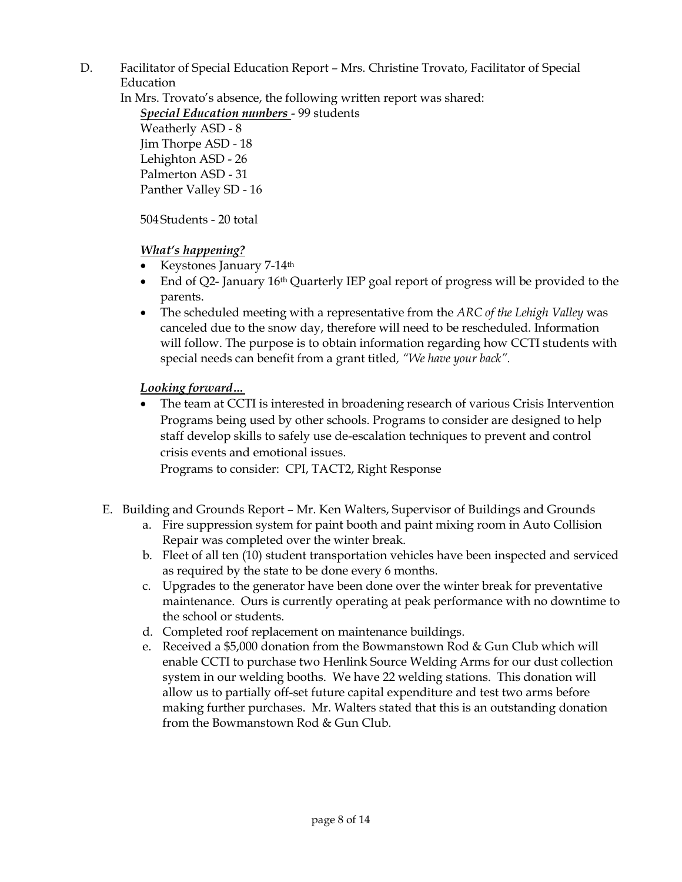D. Facilitator of Special Education Report – Mrs. Christine Trovato, Facilitator of Special Education

In Mrs. Trovato's absence, the following written report was shared:

***Special Education numbers*** - 99 students

Weatherly ASD - 8
Jim Thorpe ASD - 18
Lehighton ASD - 26
Palmerton ASD - 31
Panther Valley SD - 16

504 Students - 20 total

***What's happening?***

- Keystones January 7-14th
- End of Q2- January 16th Quarterly IEP goal report of progress will be provided to the parents.
- The scheduled meeting with a representative from the *ARC of the Lehigh Valley* was canceled due to the snow day, therefore will need to be rescheduled. Information will follow. The purpose is to obtain information regarding how CCTI students with special needs can benefit from a grant titled, *"We have your back"*.

***Looking forward…***

- The team at CCTI is interested in broadening research of various Crisis Intervention Programs being used by other schools. Programs to consider are designed to help staff develop skills to safely use de-escalation techniques to prevent and control crisis events and emotional issues.

  Programs to consider: CPI, TACT2, Right Response

E. Building and Grounds Report – Mr. Ken Walters, Supervisor of Buildings and Grounds

a. Fire suppression system for paint booth and paint mixing room in Auto Collision Repair was completed over the winter break.
b. Fleet of all ten (10) student transportation vehicles have been inspected and serviced as required by the state to be done every 6 months.
c. Upgrades to the generator have been done over the winter break for preventative maintenance. Ours is currently operating at peak performance with no downtime to the school or students.
d. Completed roof replacement on maintenance buildings.
e. Received a $5,000 donation from the Bowmanstown Rod & Gun Club which will enable CCTI to purchase two Henlink Source Welding Arms for our dust collection system in our welding booths. We have 22 welding stations. This donation will allow us to partially off-set future capital expenditure and test two arms before making further purchases. Mr. Walters stated that this is an outstanding donation from the Bowmanstown Rod & Gun Club.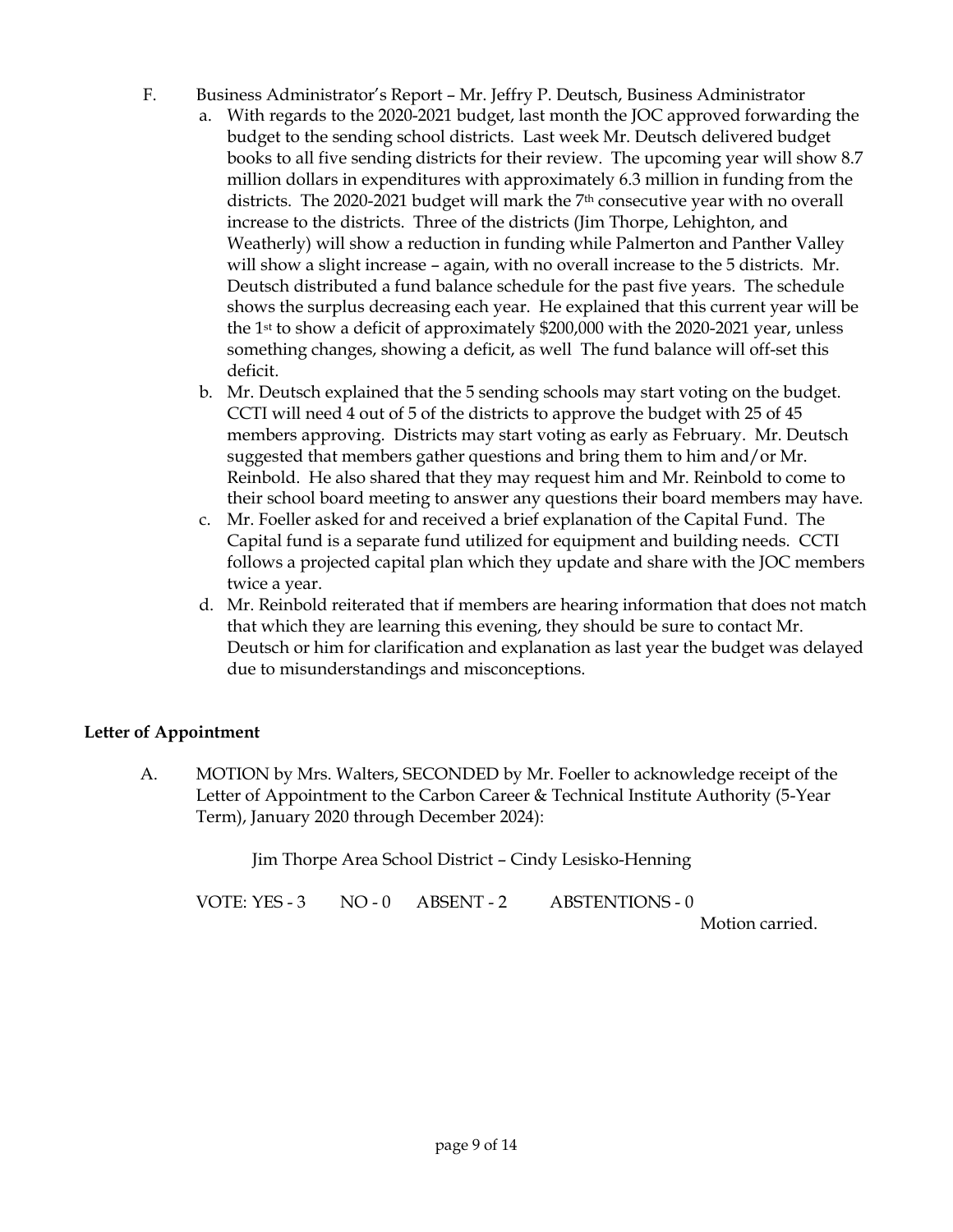F. Business Administrator's Report – Mr. Jeffry P. Deutsch, Business Administrator

a. With regards to the 2020-2021 budget, last month the JOC approved forwarding the budget to the sending school districts. Last week Mr. Deutsch delivered budget books to all five sending districts for their review. The upcoming year will show 8.7 million dollars in expenditures with approximately 6.3 million in funding from the districts. The 2020-2021 budget will mark the 7th consecutive year with no overall increase to the districts. Three of the districts (Jim Thorpe, Lehighton, and Weatherly) will show a reduction in funding while Palmerton and Panther Valley will show a slight increase – again, with no overall increase to the 5 districts. Mr. Deutsch distributed a fund balance schedule for the past five years. The schedule shows the surplus decreasing each year. He explained that this current year will be the 1st to show a deficit of approximately $200,000 with the 2020-2021 year, unless something changes, showing a deficit, as well The fund balance will off-set this deficit.

b. Mr. Deutsch explained that the 5 sending schools may start voting on the budget. CCTI will need 4 out of 5 of the districts to approve the budget with 25 of 45 members approving. Districts may start voting as early as February. Mr. Deutsch suggested that members gather questions and bring them to him and/or Mr. Reinbold. He also shared that they may request him and Mr. Reinbold to come to their school board meeting to answer any questions their board members may have.

c. Mr. Foeller asked for and received a brief explanation of the Capital Fund. The Capital fund is a separate fund utilized for equipment and building needs. CCTI follows a projected capital plan which they update and share with the JOC members twice a year.

d. Mr. Reinbold reiterated that if members are hearing information that does not match that which they are learning this evening, they should be sure to contact Mr. Deutsch or him for clarification and explanation as last year the budget was delayed due to misunderstandings and misconceptions.

**Letter of Appointment**

A. MOTION by Mrs. Walters, SECONDED by Mr. Foeller to acknowledge receipt of the Letter of Appointment to the Carbon Career & Technical Institute Authority (5-Year Term), January 2020 through December 2024):

Jim Thorpe Area School District – Cindy Lesisko-Henning

VOTE: YES - 3 NO - 0 ABSENT - 2 ABSTENTIONS - 0

Motion carried.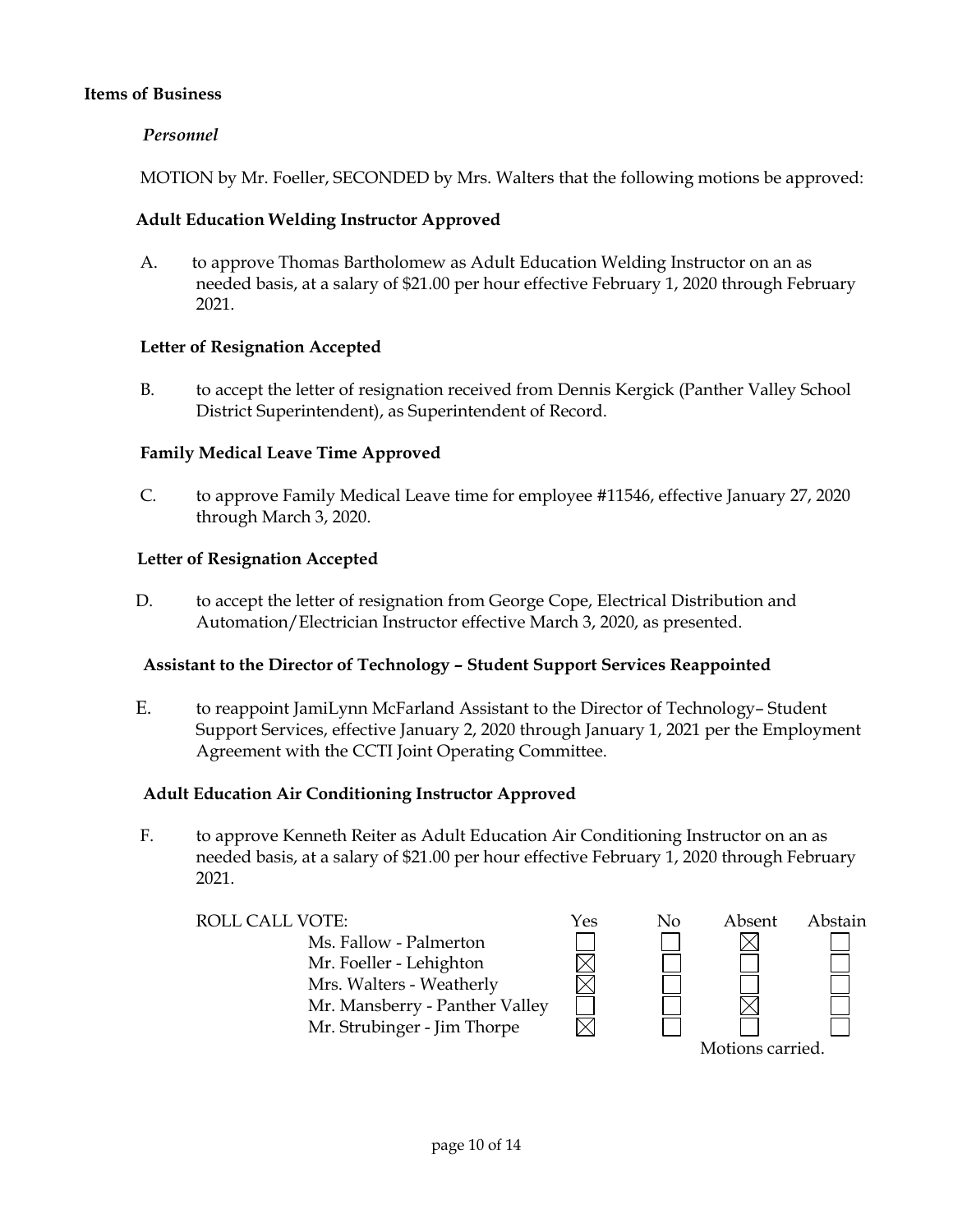**Items of Business**

*Personnel*

MOTION by Mr. Foeller, SECONDED by Mrs. Walters that the following motions be approved:

**Adult Education Welding Instructor Approved**

A. to approve Thomas Bartholomew as Adult Education Welding Instructor on an as needed basis, at a salary of $21.00 per hour effective February 1, 2020 through February 2021.

**Letter of Resignation Accepted**

B. to accept the letter of resignation received from Dennis Kergick (Panther Valley School District Superintendent), as Superintendent of Record.

**Family Medical Leave Time Approved**

C. to approve Family Medical Leave time for employee #11546, effective January 27, 2020 through March 3, 2020.

**Letter of Resignation Accepted**

D. to accept the letter of resignation from George Cope, Electrical Distribution and Automation/Electrician Instructor effective March 3, 2020, as presented.

**Assistant to the Director of Technology – Student Support Services Reappointed**

E. to reappoint JamiLynn McFarland Assistant to the Director of Technology– Student Support Services, effective January 2, 2020 through January 1, 2021 per the Employment Agreement with the CCTI Joint Operating Committee.

**Adult Education Air Conditioning Instructor Approved**

F. to approve Kenneth Reiter as Adult Education Air Conditioning Instructor on an as needed basis, at a salary of $21.00 per hour effective February 1, 2020 through February 2021.

| ROLL CALL VOTE: | Yes | No | Absent | Abstain |
|---|---|---|---|---|
| Ms. Fallow - Palmerton | ☐ | ☐ | ☒ | ☐ |
| Mr. Foeller - Lehighton | ☒ | ☐ | ☐ | ☐ |
| Mrs. Walters - Weatherly | ☒ | ☐ | ☐ | ☐ |
| Mr. Mansberry - Panther Valley | ☐ | ☐ | ☒ | ☐ |
| Mr. Strubinger - Jim Thorpe | ☒ | ☐ | ☐ | ☐ |

Motions carried.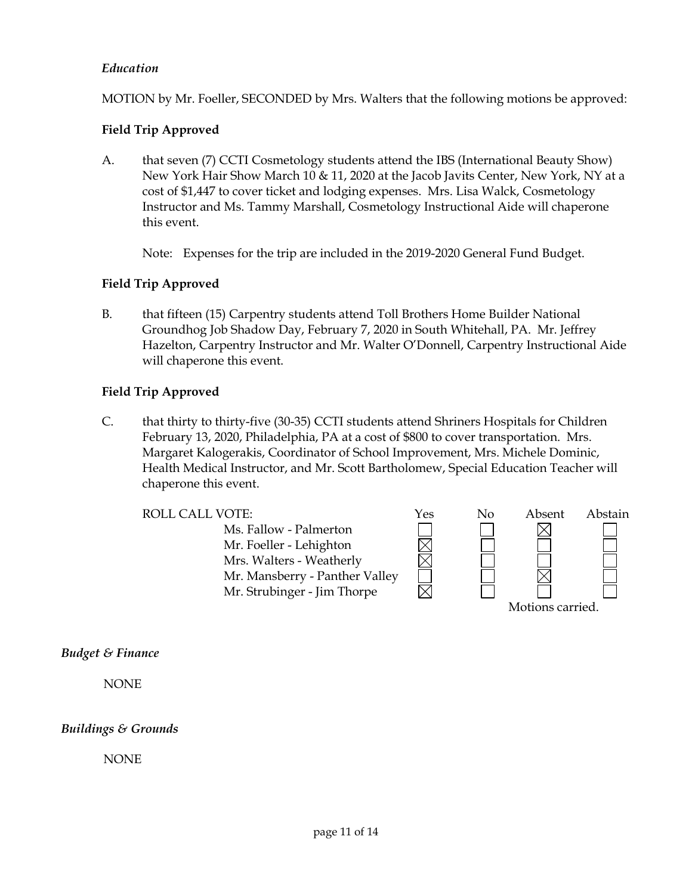*Education*

MOTION by Mr. Foeller, SECONDED by Mrs. Walters that the following motions be approved:

**Field Trip Approved**

A. that seven (7) CCTI Cosmetology students attend the IBS (International Beauty Show) New York Hair Show March 10 & 11, 2020 at the Jacob Javits Center, New York, NY at a cost of $1,447 to cover ticket and lodging expenses. Mrs. Lisa Walck, Cosmetology Instructor and Ms. Tammy Marshall, Cosmetology Instructional Aide will chaperone this event.

Note: Expenses for the trip are included in the 2019-2020 General Fund Budget.

**Field Trip Approved**

B. that fifteen (15) Carpentry students attend Toll Brothers Home Builder National Groundhog Job Shadow Day, February 7, 2020 in South Whitehall, PA. Mr. Jeffrey Hazelton, Carpentry Instructor and Mr. Walter O'Donnell, Carpentry Instructional Aide will chaperone this event.

**Field Trip Approved**

C. that thirty to thirty-five (30-35) CCTI students attend Shriners Hospitals for Children February 13, 2020, Philadelphia, PA at a cost of $800 to cover transportation. Mrs. Margaret Kalogerakis, Coordinator of School Improvement, Mrs. Michele Dominic, Health Medical Instructor, and Mr. Scott Bartholomew, Special Education Teacher will chaperone this event.

| ROLL CALL VOTE: | Yes | No | Absent | Abstain |
|---|---|---|---|---|
| Ms. Fallow - Palmerton | ☐ | ☐ | ☒ | ☐ |
| Mr. Foeller - Lehighton | ☒ | ☐ | ☐ | ☐ |
| Mrs. Walters - Weatherly | ☒ | ☐ | ☐ | ☐ |
| Mr. Mansberry - Panther Valley | ☐ | ☐ | ☒ | ☐ |
| Mr. Strubinger - Jim Thorpe | ☒ | ☐ | ☐ | ☐ |

Motions carried.

*Budget & Finance*

NONE

*Buildings & Grounds*

NONE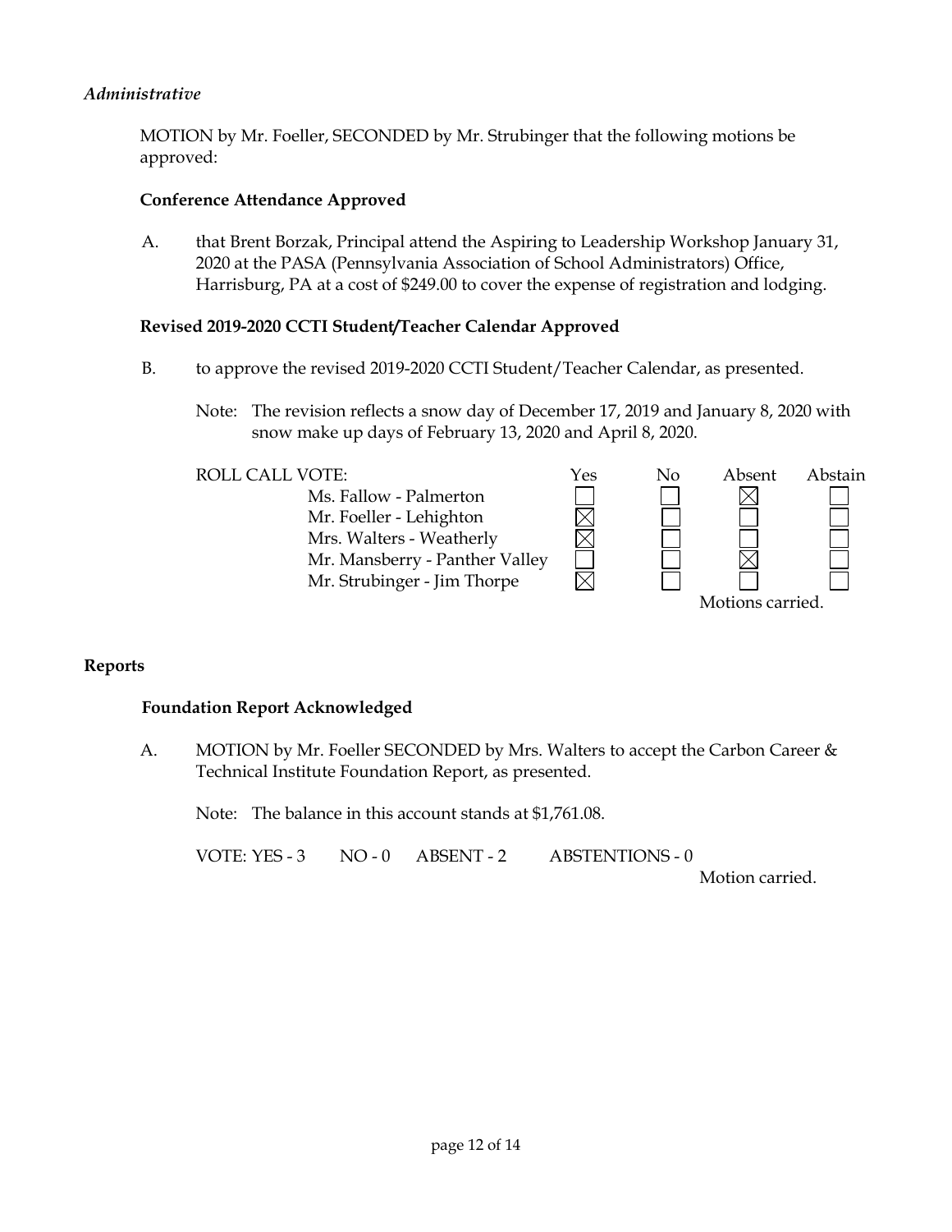*Administrative*

MOTION by Mr. Foeller, SECONDED by Mr. Strubinger that the following motions be approved:

**Conference Attendance Approved**

A. that Brent Borzak, Principal attend the Aspiring to Leadership Workshop January 31, 2020 at the PASA (Pennsylvania Association of School Administrators) Office, Harrisburg, PA at a cost of $249.00 to cover the expense of registration and lodging.

**Revised 2019-2020 CCTI Student/Teacher Calendar Approved**

B. to approve the revised 2019-2020 CCTI Student/Teacher Calendar, as presented.

Note: The revision reflects a snow day of December 17, 2019 and January 8, 2020 with snow make up days of February 13, 2020 and April 8, 2020.

| ROLL CALL VOTE: | Yes | No | Absent | Abstain |
|---|---|---|---|---|
| Ms. Fallow - Palmerton | ☐ | ☐ | ☒ | ☐ |
| Mr. Foeller - Lehighton | ☒ | ☐ | ☐ | ☐ |
| Mrs. Walters - Weatherly | ☒ | ☐ | ☐ | ☐ |
| Mr. Mansberry - Panther Valley | ☐ | ☐ | ☒ | ☐ |
| Mr. Strubinger - Jim Thorpe | ☒ | ☐ | ☐ | ☐ |

Motions carried.

**Reports**

**Foundation Report Acknowledged**

A. MOTION by Mr. Foeller SECONDED by Mrs. Walters to accept the Carbon Career & Technical Institute Foundation Report, as presented.

Note: The balance in this account stands at $1,761.08.

VOTE: YES - 3 NO - 0 ABSENT - 2 ABSTENTIONS - 0

Motion carried.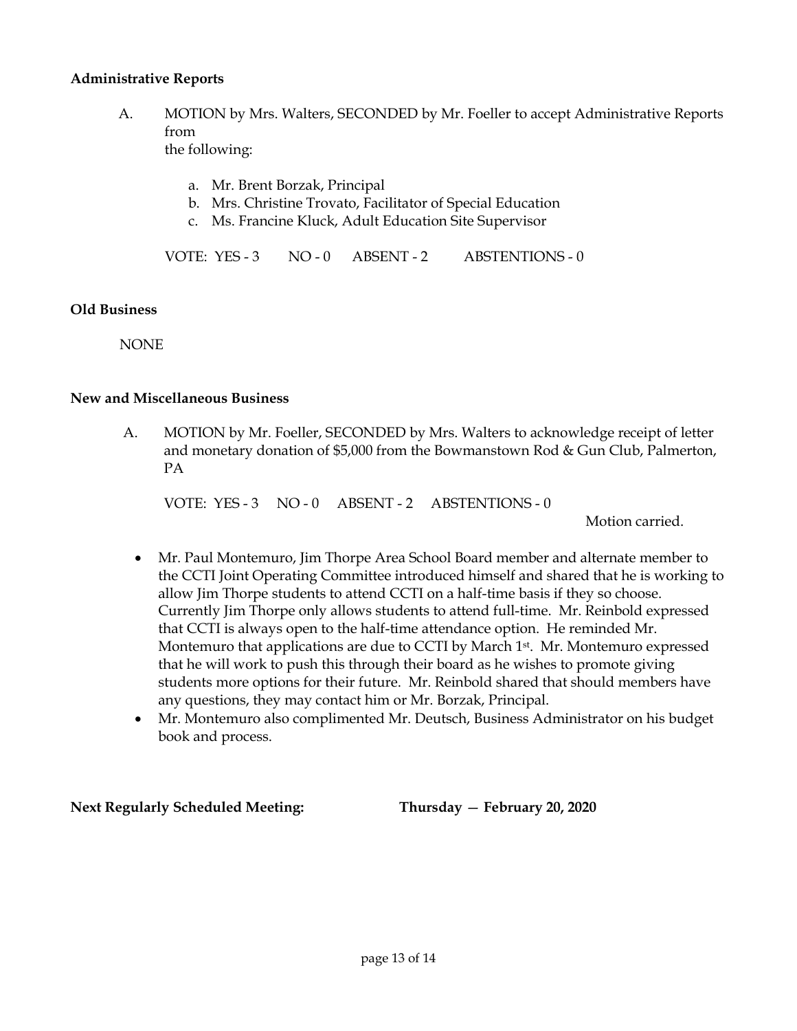**Administrative Reports**

A. MOTION by Mrs. Walters, SECONDED by Mr. Foeller to accept Administrative Reports from the following:

   a. Mr. Brent Borzak, Principal
   b. Mrs. Christine Trovato, Facilitator of Special Education
   c. Ms. Francine Kluck, Adult Education Site Supervisor

   VOTE: YES - 3 NO - 0 ABSENT - 2 ABSTENTIONS - 0

**Old Business**

NONE

**New and Miscellaneous Business**

A. MOTION by Mr. Foeller, SECONDED by Mrs. Walters to acknowledge receipt of letter and monetary donation of $5,000 from the Bowmanstown Rod & Gun Club, Palmerton, PA

   VOTE: YES - 3 NO - 0 ABSENT - 2 ABSTENTIONS - 0

   Motion carried.

- Mr. Paul Montemuro, Jim Thorpe Area School Board member and alternate member to the CCTI Joint Operating Committee introduced himself and shared that he is working to allow Jim Thorpe students to attend CCTI on a half-time basis if they so choose. Currently Jim Thorpe only allows students to attend full-time. Mr. Reinbold expressed that CCTI is always open to the half-time attendance option. He reminded Mr. Montemuro that applications are due to CCTI by March 1st. Mr. Montemuro expressed that he will work to push this through their board as he wishes to promote giving students more options for their future. Mr. Reinbold shared that should members have any questions, they may contact him or Mr. Borzak, Principal.
- Mr. Montemuro also complimented Mr. Deutsch, Business Administrator on his budget book and process.

**Next Regularly Scheduled Meeting:** **Thursday — February 20, 2020**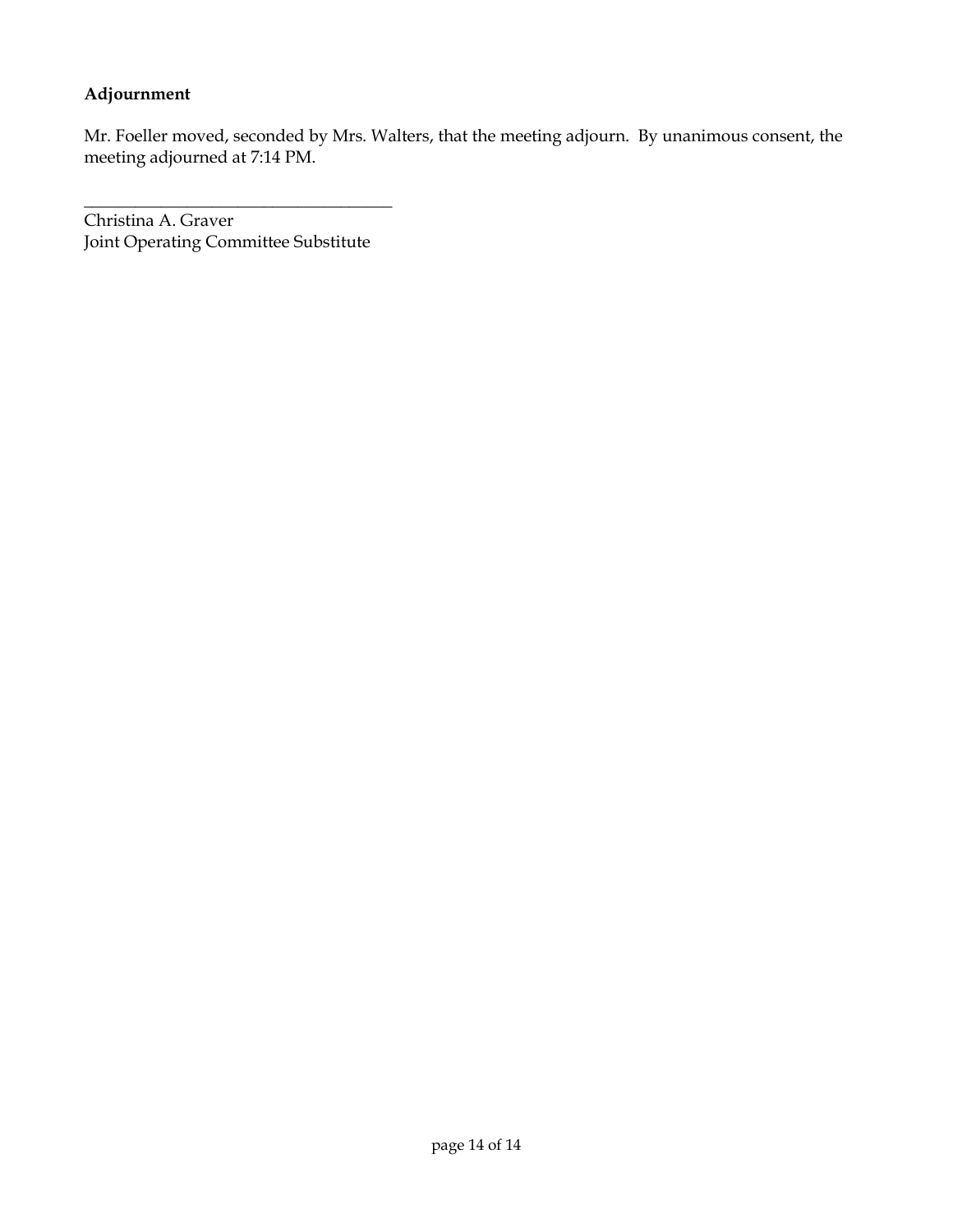**Adjournment**

Mr. Foeller moved, seconded by Mrs. Walters, that the meeting adjourn. By unanimous consent, the meeting adjourned at 7:14 PM.

\_\_\_\_\_\_\_\_\_\_\_\_\_\_\_\_\_\_\_\_\_\_\_\_\_\_\_\_\_\_\_\_\_\_\_\_\_\_

Christina A. Graver
Joint Operating Committee Substitute